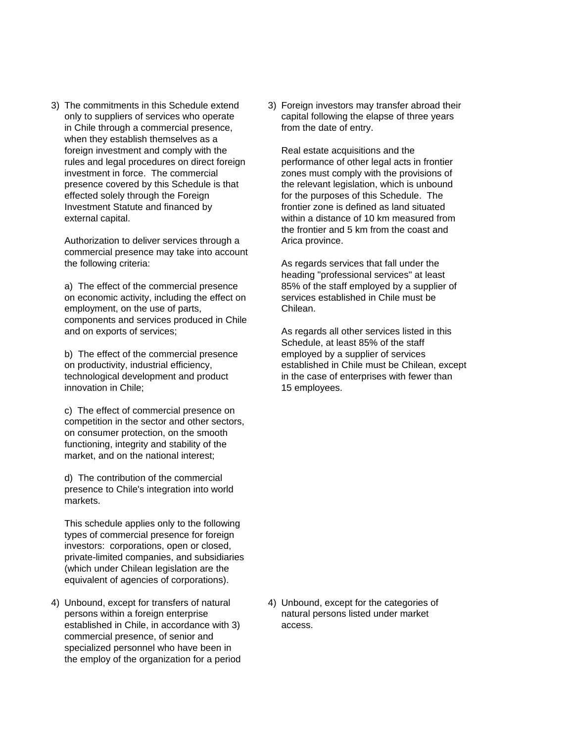| | |
|---|---|
| 3) The commitments in this Schedule extend only to suppliers of services who operate in Chile through a commercial presence, when they establish themselves as a foreign investment and comply with the rules and legal procedures on direct foreign investment in force. The commercial presence covered by this Schedule is that effected solely through the Foreign Investment Statute and financed by external capital.<br><br>Authorization to deliver services through a commercial presence may take into account the following criteria:<br><br>a) The effect of the commercial presence on economic activity, including the effect on employment, on the use of parts, components and services produced in Chile and on exports of services;<br><br>b) The effect of the commercial presence on productivity, industrial efficiency, technological development and product innovation in Chile;<br><br>c) The effect of commercial presence on competition in the sector and other sectors, on consumer protection, on the smooth functioning, integrity and stability of the market, and on the national interest;<br><br>d) The contribution of the commercial presence to Chile's integration into world markets.<br><br>This schedule applies only to the following types of commercial presence for foreign investors: corporations, open or closed, private-limited companies, and subsidiaries (which under Chilean legislation are the equivalent of agencies of corporations). | 3) Foreign investors may transfer abroad their capital following the elapse of three years from the date of entry.<br><br>Real estate acquisitions and the performance of other legal acts in frontier zones must comply with the provisions of the relevant legislation, which is unbound for the purposes of this Schedule. The frontier zone is defined as land situated within a distance of 10 km measured from the frontier and 5 km from the coast and Arica province.<br><br>As regards services that fall under the heading "professional services" at least 85% of the staff employed by a supplier of services established in Chile must be Chilean.<br><br>As regards all other services listed in this Schedule, at least 85% of the staff employed by a supplier of services established in Chile must be Chilean, except in the case of enterprises with fewer than 15 employees. |
| 4) Unbound, except for transfers of natural persons within a foreign enterprise established in Chile, in accordance with 3) commercial presence, of senior and specialized personnel who have been in the employ of the organization for a period | 4) Unbound, except for the categories of natural persons listed under market access. |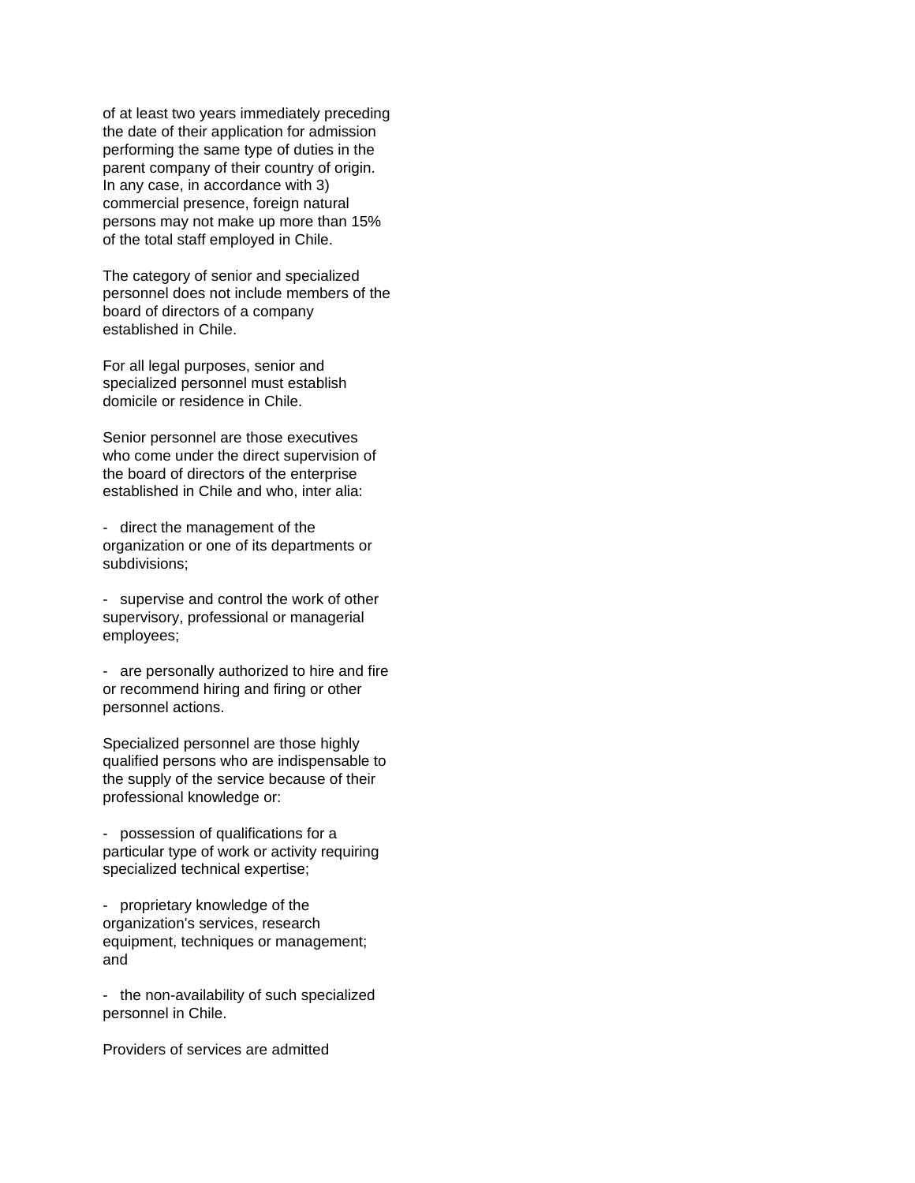of at least two years immediately preceding the date of their application for admission performing the same type of duties in the parent company of their country of origin. In any case, in accordance with 3) commercial presence, foreign natural persons may not make up more than 15% of the total staff employed in Chile.

The category of senior and specialized personnel does not include members of the board of directors of a company established in Chile.

For all legal purposes, senior and specialized personnel must establish domicile or residence in Chile.

Senior personnel are those executives who come under the direct supervision of the board of directors of the enterprise established in Chile and who, inter alia:

- direct the management of the organization or one of its departments or subdivisions;

- supervise and control the work of other supervisory, professional or managerial employees;

- are personally authorized to hire and fire or recommend hiring and firing or other personnel actions.

Specialized personnel are those highly qualified persons who are indispensable to the supply of the service because of their professional knowledge or:

- possession of qualifications for a particular type of work or activity requiring specialized technical expertise;

- proprietary knowledge of the organization's services, research equipment, techniques or management; and

- the non-availability of such specialized personnel in Chile.

Providers of services are admitted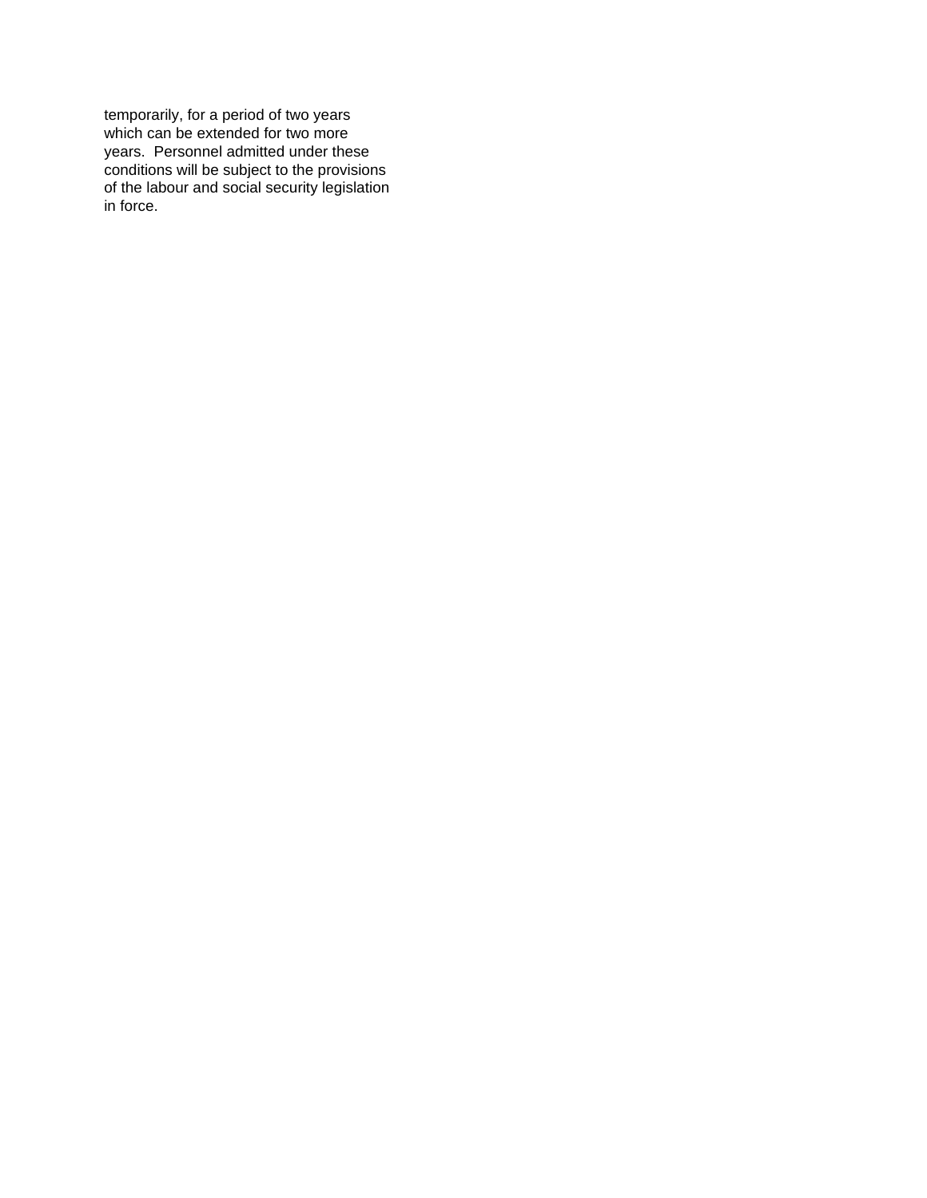temporarily, for a period of two years which can be extended for two more years. Personnel admitted under these conditions will be subject to the provisions of the labour and social security legislation in force.